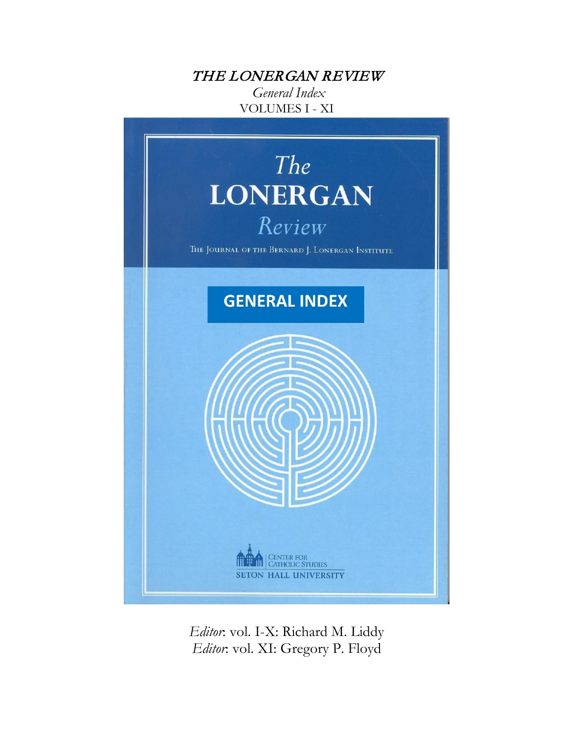# *THE LONERGAN REVIEW*

*General Index*

VOLUMES I - XI

The
LONERGAN
Review

THE JOURNAL OF THE BERNARD J. LONERGAN INSTITUTE

GENERAL INDEX

CENTER FOR CATHOLIC STUDIES
SETON HALL UNIVERSITY

*Editor*: vol. I-X: Richard M. Liddy

*Editor*: vol. XI: Gregory P. Floyd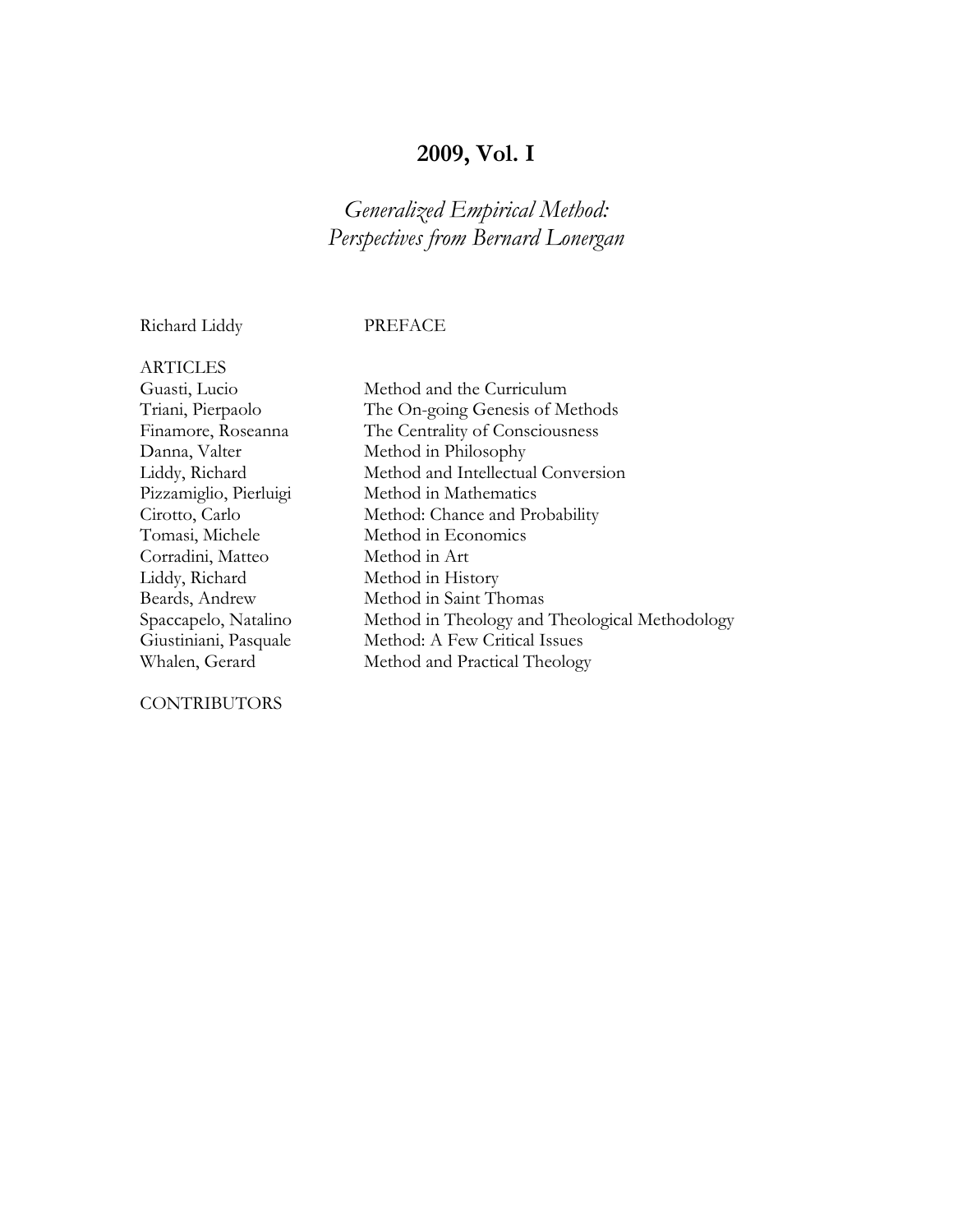# 2009, Vol. I

## *Generalized Empirical Method: Perspectives from Bernard Lonergan*

| | |
|---|---|
| Richard Liddy | PREFACE |
| **ARTICLES** | |
| Guasti, Lucio | Method and the Curriculum |
| Triani, Pierpaolo | The On-going Genesis of Methods |
| Finamore, Roseanna | The Centrality of Consciousness |
| Danna, Valter | Method in Philosophy |
| Liddy, Richard | Method and Intellectual Conversion |
| Pizzamiglio, Pierluigi | Method in Mathematics |
| Cirotto, Carlo | Method: Chance and Probability |
| Tomasi, Michele | Method in Economics |
| Corradini, Matteo | Method in Art |
| Liddy, Richard | Method in History |
| Beards, Andrew | Method in Saint Thomas |
| Spaccapelo, Natalino | Method in Theology and Theological Methodology |
| Giustiniani, Pasquale | Method: A Few Critical Issues |
| Whalen, Gerard | Method and Practical Theology |

CONTRIBUTORS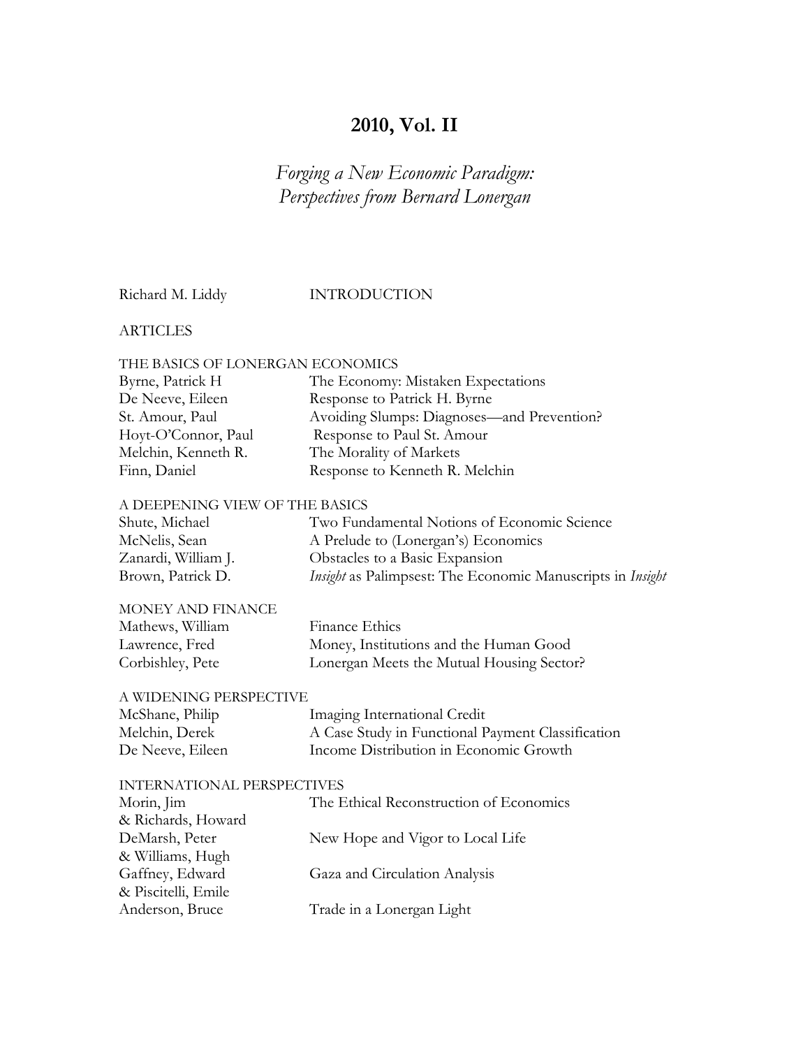# 2010, Vol. II

## *Forging a New Economic Paradigm: Perspectives from Bernard Lonergan*

| | |
|---|---|
| Richard M. Liddy | INTRODUCTION |

ARTICLES

THE BASICS OF LONERGAN ECONOMICS

| | |
|---|---|
| Byrne, Patrick H | The Economy: Mistaken Expectations |
| De Neeve, Eileen | Response to Patrick H. Byrne |
| St. Amour, Paul | Avoiding Slumps: Diagnoses—and Prevention? |
| Hoyt-O'Connor, Paul | Response to Paul St. Amour |
| Melchin, Kenneth R. | The Morality of Markets |
| Finn, Daniel | Response to Kenneth R. Melchin |

A DEEPENING VIEW OF THE BASICS

| | |
|---|---|
| Shute, Michael | Two Fundamental Notions of Economic Science |
| McNelis, Sean | A Prelude to (Lonergan's) Economics |
| Zanardi, William J. | Obstacles to a Basic Expansion |
| Brown, Patrick D. | *Insight* as Palimpsest: The Economic Manuscripts in *Insight* |

MONEY AND FINANCE

| | |
|---|---|
| Mathews, William | Finance Ethics |
| Lawrence, Fred | Money, Institutions and the Human Good |
| Corbishley, Pete | Lonergan Meets the Mutual Housing Sector? |

A WIDENING PERSPECTIVE

| | |
|---|---|
| McShane, Philip | Imaging International Credit |
| Melchin, Derek | A Case Study in Functional Payment Classification |
| De Neeve, Eileen | Income Distribution in Economic Growth |

INTERNATIONAL PERSPECTIVES

| | |
|---|---|
| Morin, Jim & Richards, Howard | The Ethical Reconstruction of Economics |
| DeMarsh, Peter & Williams, Hugh | New Hope and Vigor to Local Life |
| Gaffney, Edward & Piscitelli, Emile | Gaza and Circulation Analysis |
| Anderson, Bruce | Trade in a Lonergan Light |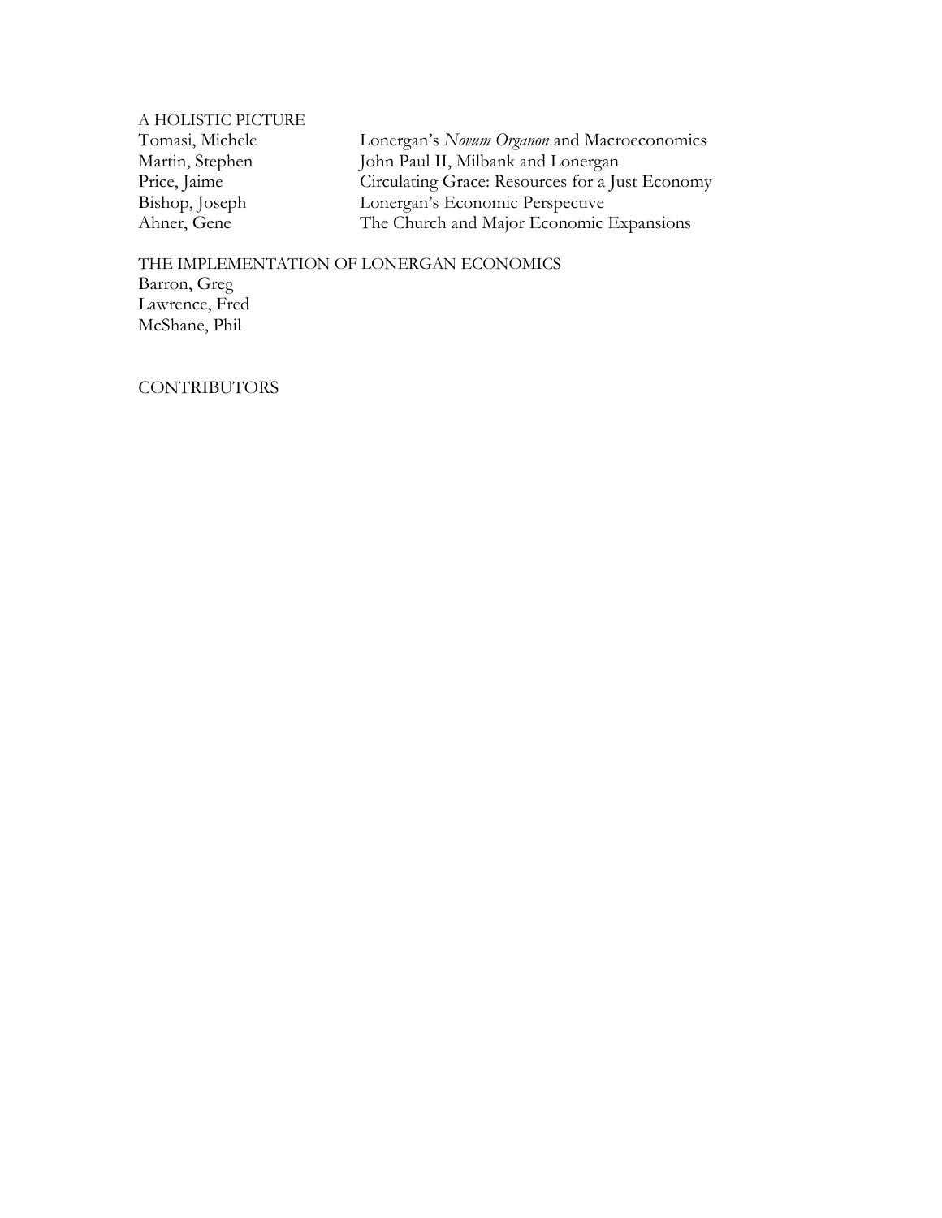A HOLISTIC PICTURE

| | |
|---|---|
| Tomasi, Michele | Lonergan's *Novum Organon* and Macroeconomics |
| Martin, Stephen | John Paul II, Milbank and Lonergan |
| Price, Jaime | Circulating Grace: Resources for a Just Economy |
| Bishop, Joseph | Lonergan's Economic Perspective |
| Ahner, Gene | The Church and Major Economic Expansions |

THE IMPLEMENTATION OF LONERGAN ECONOMICS

Barron, Greg
Lawrence, Fred
McShane, Phil

CONTRIBUTORS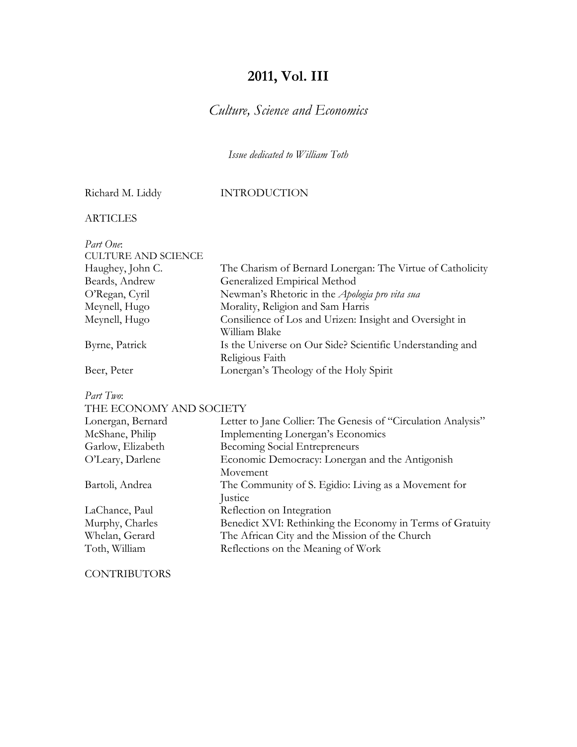# 2011, Vol. III

## *Culture, Science and Economics*

*Issue dedicated to William Toth*

| | |
|---|---|
| Richard M. Liddy | INTRODUCTION |

ARTICLES

*Part One*:
CULTURE AND SCIENCE

| | |
|---|---|
| Haughey, John C. | The Charism of Bernard Lonergan: The Virtue of Catholicity |
| Beards, Andrew | Generalized Empirical Method |
| O'Regan, Cyril | Newman's Rhetoric in the *Apologia pro vita sua* |
| Meynell, Hugo | Morality, Religion and Sam Harris |
| Meynell, Hugo | Consilience of Los and Urizen: Insight and Oversight in William Blake |
| Byrne, Patrick | Is the Universe on Our Side? Scientific Understanding and Religious Faith |
| Beer, Peter | Lonergan's Theology of the Holy Spirit |

*Part Two*:
THE ECONOMY AND SOCIETY

| | |
|---|---|
| Lonergan, Bernard | Letter to Jane Collier: The Genesis of "Circulation Analysis" |
| McShane, Philip | Implementing Lonergan's Economics |
| Garlow, Elizabeth | Becoming Social Entrepreneurs |
| O'Leary, Darlene | Economic Democracy: Lonergan and the Antigonish Movement |
| Bartoli, Andrea | The Community of S. Egidio: Living as a Movement for Justice |
| LaChance, Paul | Reflection on Integration |
| Murphy, Charles | Benedict XVI: Rethinking the Economy in Terms of Gratuity |
| Whelan, Gerard | The African City and the Mission of the Church |
| Toth, William | Reflections on the Meaning of Work |

CONTRIBUTORS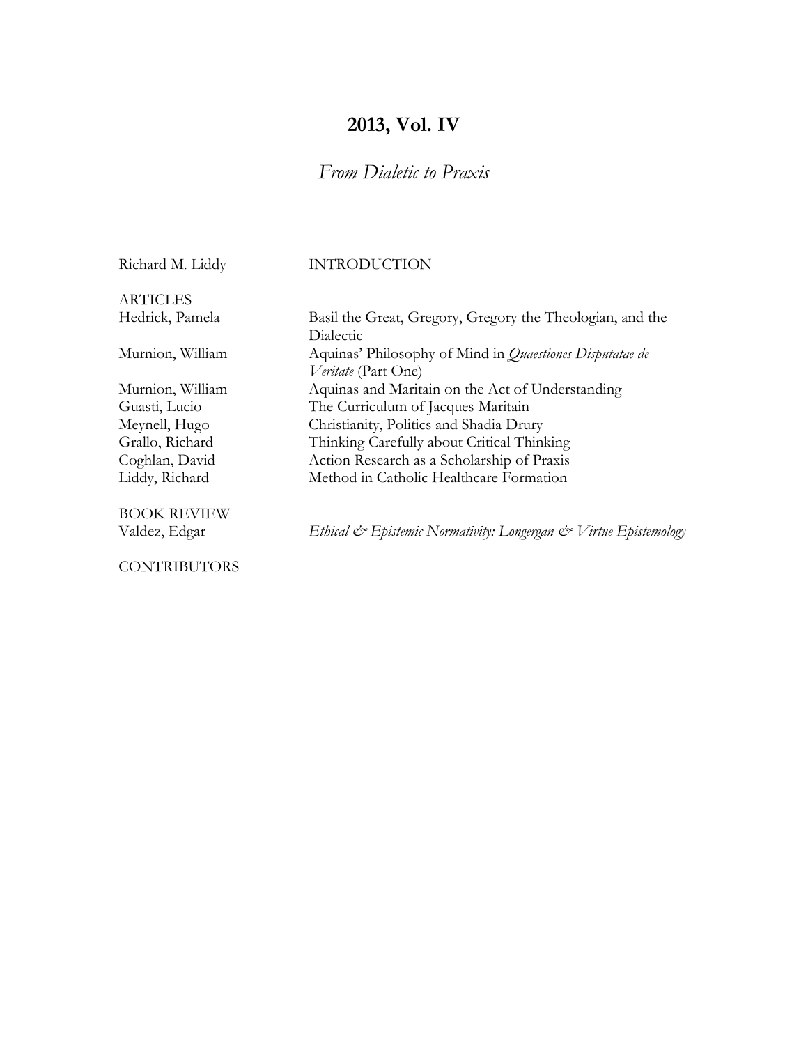# 2013, Vol. IV

## *From Dialetic to Praxis*

| | |
|---|---|
| Richard M. Liddy | INTRODUCTION |
| ARTICLES | |
| Hedrick, Pamela | Basil the Great, Gregory, Gregory the Theologian, and the Dialectic |
| Murnion, William | Aquinas' Philosophy of Mind in *Quaestiones Disputatae de Veritate* (Part One) |
| Murnion, William | Aquinas and Maritain on the Act of Understanding |
| Guasti, Lucio | The Curriculum of Jacques Maritain |
| Meynell, Hugo | Christianity, Politics and Shadia Drury |
| Grallo, Richard | Thinking Carefully about Critical Thinking |
| Coghlan, David | Action Research as a Scholarship of Praxis |
| Liddy, Richard | Method in Catholic Healthcare Formation |
| BOOK REVIEW | |
| Valdez, Edgar | *Ethical & Epistemic Normativity: Longergan & Virtue Epistemology* |
| CONTRIBUTORS | |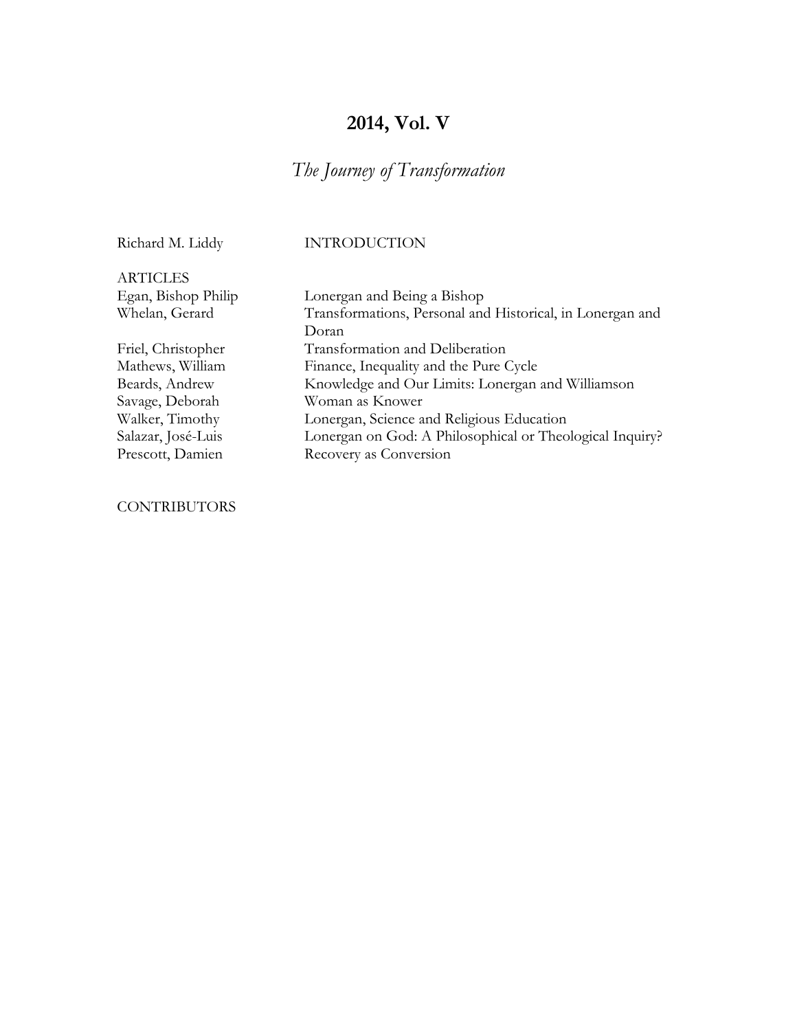## 2014, Vol. V

### *The Journey of Transformation*

| | |
|---|---|
| Richard M. Liddy | INTRODUCTION |
| ARTICLES | |
| Egan, Bishop Philip | Lonergan and Being a Bishop |
| Whelan, Gerard | Transformations, Personal and Historical, in Lonergan and Doran |
| Friel, Christopher | Transformation and Deliberation |
| Mathews, William | Finance, Inequality and the Pure Cycle |
| Beards, Andrew | Knowledge and Our Limits: Lonergan and Williamson |
| Savage, Deborah | Woman as Knower |
| Walker, Timothy | Lonergan, Science and Religious Education |
| Salazar, José-Luis | Lonergan on God: A Philosophical or Theological Inquiry? |
| Prescott, Damien | Recovery as Conversion |

CONTRIBUTORS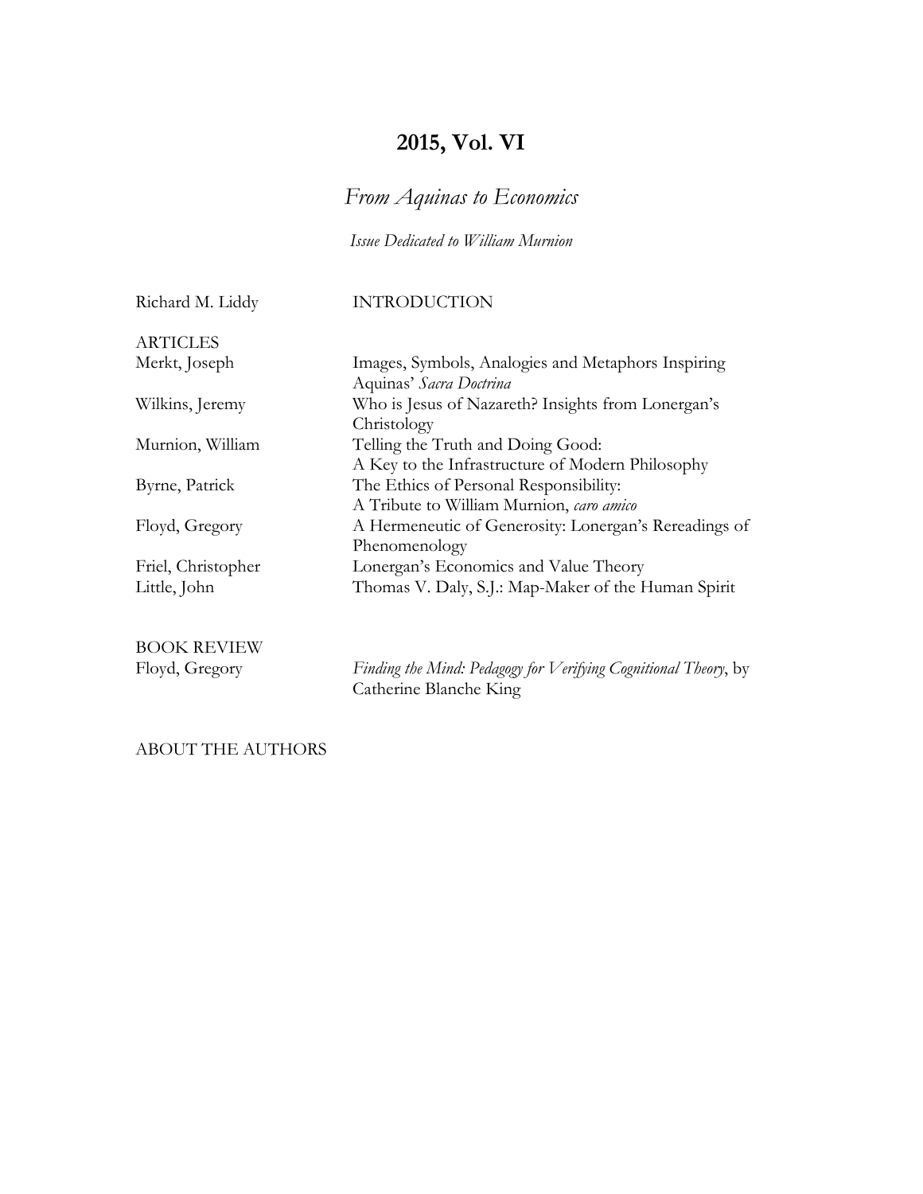# 2015, Vol. VI

## *From Aquinas to Economics*

*Issue Dedicated to William Murnion*

Richard M. Liddy — INTRODUCTION

**ARTICLES**

Merkt, Joseph — Images, Symbols, Analogies and Metaphors Inspiring Aquinas' *Sacra Doctrina*

Wilkins, Jeremy — Who is Jesus of Nazareth? Insights from Lonergan's Christology

Murnion, William — Telling the Truth and Doing Good: A Key to the Infrastructure of Modern Philosophy

Byrne, Patrick — The Ethics of Personal Responsibility: A Tribute to William Murnion, *caro amico*

Floyd, Gregory — A Hermeneutic of Generosity: Lonergan's Rereadings of Phenomenology

Friel, Christopher — Lonergan's Economics and Value Theory

Little, John — Thomas V. Daly, S.J.: Map-Maker of the Human Spirit

**BOOK REVIEW**

Floyd, Gregory — *Finding the Mind: Pedagogy for Verifying Cognitional Theory*, by Catherine Blanche King

ABOUT THE AUTHORS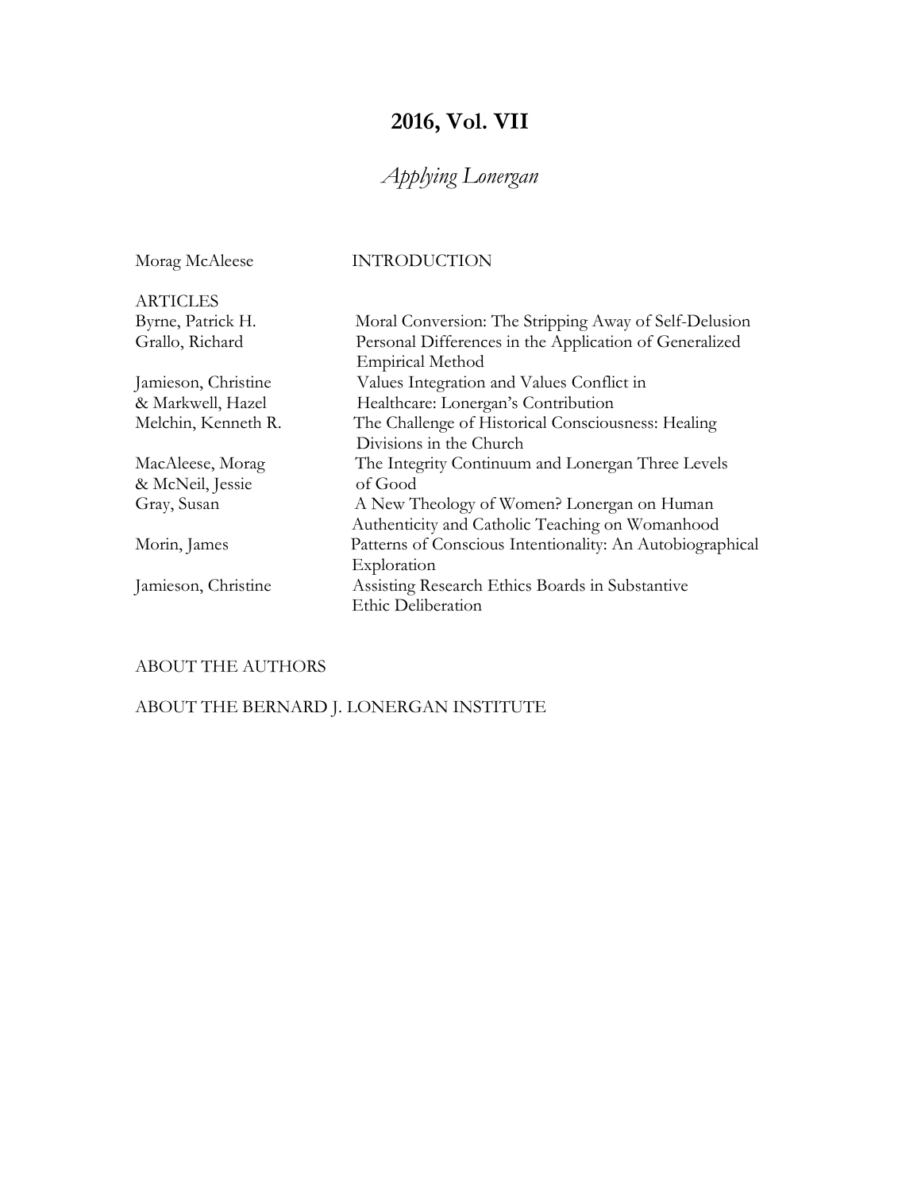# 2016, Vol. VII

## *Applying Lonergan*

| | |
|---|---|
| Morag McAleese | INTRODUCTION |
| ARTICLES | |
| Byrne, Patrick H. | Moral Conversion: The Stripping Away of Self-Delusion |
| Grallo, Richard | Personal Differences in the Application of Generalized Empirical Method |
| Jamieson, Christine & Markwell, Hazel | Values Integration and Values Conflict in Healthcare: Lonergan's Contribution |
| Melchin, Kenneth R. | The Challenge of Historical Consciousness: Healing Divisions in the Church |
| MacAleese, Morag & McNeil, Jessie | The Integrity Continuum and Lonergan Three Levels of Good |
| Gray, Susan | A New Theology of Women? Lonergan on Human Authenticity and Catholic Teaching on Womanhood |
| Morin, James | Patterns of Conscious Intentionality: An Autobiographical Exploration |
| Jamieson, Christine | Assisting Research Ethics Boards in Substantive Ethic Deliberation |

ABOUT THE AUTHORS

ABOUT THE BERNARD J. LONERGAN INSTITUTE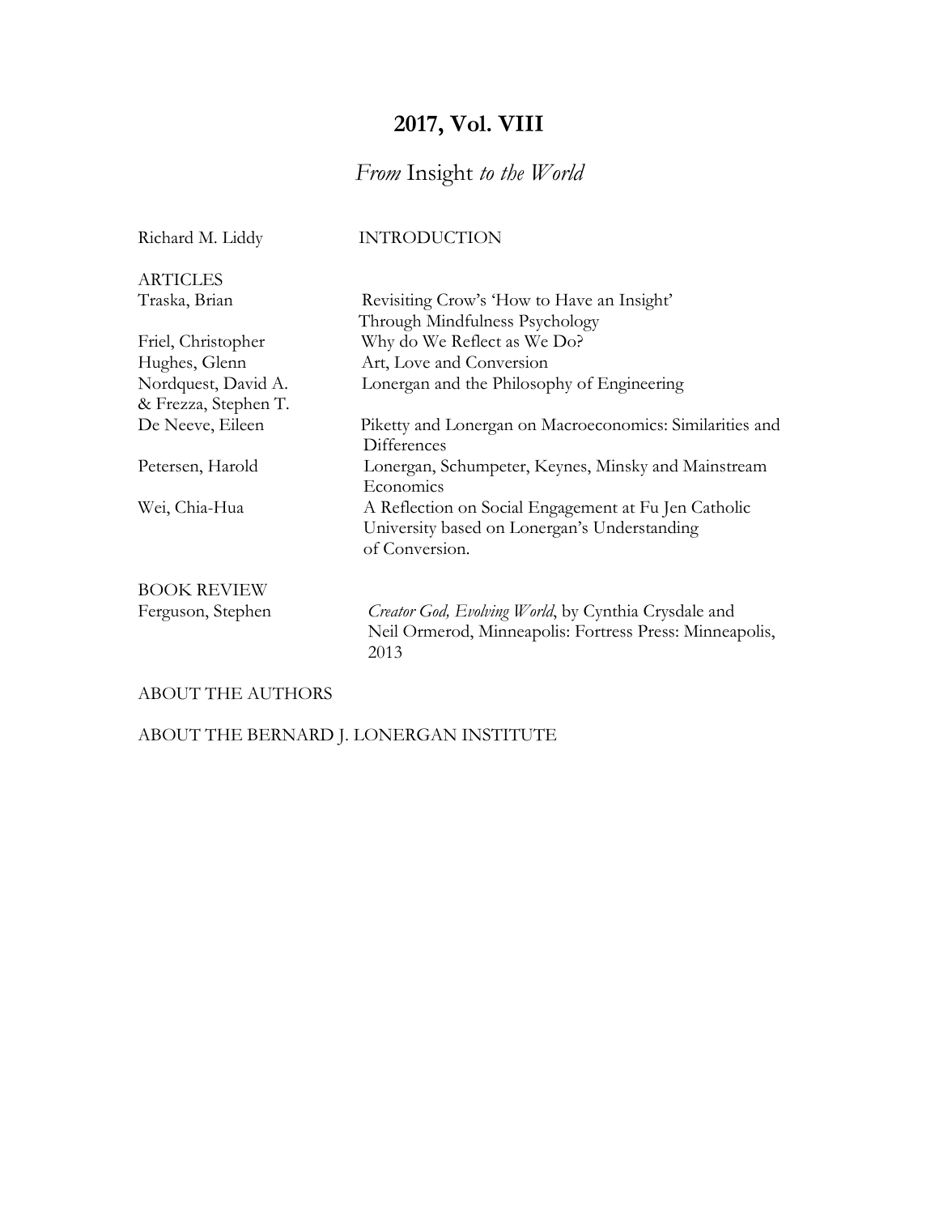# 2017, Vol. VIII

## *From* Insight *to the World*

Richard M. Liddy — INTRODUCTION

**ARTICLES**

Traska, Brian — Revisiting Crow's 'How to Have an Insight' Through Mindfulness Psychology

Friel, Christopher — Why do We Reflect as We Do?

Hughes, Glenn — Art, Love and Conversion

Nordquest, David A. & Frezza, Stephen T. — Lonergan and the Philosophy of Engineering

De Neeve, Eileen — Piketty and Lonergan on Macroeconomics: Similarities and Differences

Petersen, Harold — Lonergan, Schumpeter, Keynes, Minsky and Mainstream Economics

Wei, Chia-Hua — A Reflection on Social Engagement at Fu Jen Catholic University based on Lonergan's Understanding of Conversion.

**BOOK REVIEW**

Ferguson, Stephen — *Creator God, Evolving World*, by Cynthia Crysdale and Neil Ormerod, Minneapolis: Fortress Press: Minneapolis, 2013

ABOUT THE AUTHORS

ABOUT THE BERNARD J. LONERGAN INSTITUTE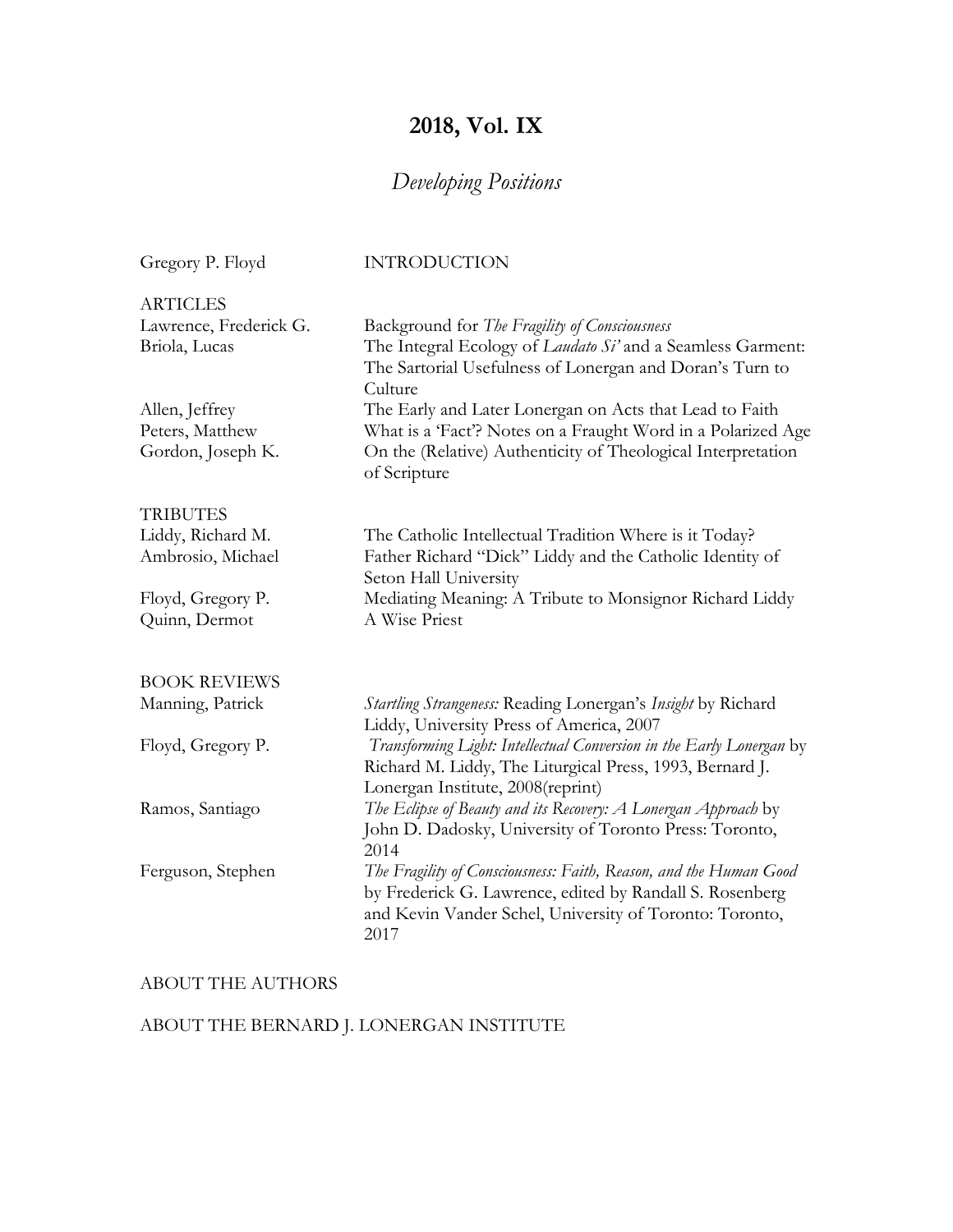# 2018, Vol. IX

## *Developing Positions*

| | |
|---|---|
| Gregory P. Floyd | INTRODUCTION |
| ARTICLES | |
| Lawrence, Frederick G. | Background for *The Fragility of Consciousness* |
| Briola, Lucas | The Integral Ecology of *Laudato Si'* and a Seamless Garment: The Sartorial Usefulness of Lonergan and Doran's Turn to Culture |
| Allen, Jeffrey | The Early and Later Lonergan on Acts that Lead to Faith |
| Peters, Matthew | What is a 'Fact'? Notes on a Fraught Word in a Polarized Age |
| Gordon, Joseph K. | On the (Relative) Authenticity of Theological Interpretation of Scripture |
| TRIBUTES | |
| Liddy, Richard M. | The Catholic Intellectual Tradition Where is it Today? |
| Ambrosio, Michael | Father Richard "Dick" Liddy and the Catholic Identity of Seton Hall University |
| Floyd, Gregory P. | Mediating Meaning: A Tribute to Monsignor Richard Liddy |
| Quinn, Dermot | A Wise Priest |
| BOOK REVIEWS | |
| Manning, Patrick | *Startling Strangeness:* Reading Lonergan's *Insight* by Richard Liddy, University Press of America, 2007 |
| Floyd, Gregory P. | *Transforming Light: Intellectual Conversion in the Early Lonergan* by Richard M. Liddy, The Liturgical Press, 1993, Bernard J. Lonergan Institute, 2008(reprint) |
| Ramos, Santiago | *The Eclipse of Beauty and its Recovery: A Lonergan Approach* by John D. Dadosky, University of Toronto Press: Toronto, 2014 |
| Ferguson, Stephen | *The Fragility of Consciousness: Faith, Reason, and the Human Good* by Frederick G. Lawrence, edited by Randall S. Rosenberg and Kevin Vander Schel, University of Toronto: Toronto, 2017 |

ABOUT THE AUTHORS

ABOUT THE BERNARD J. LONERGAN INSTITUTE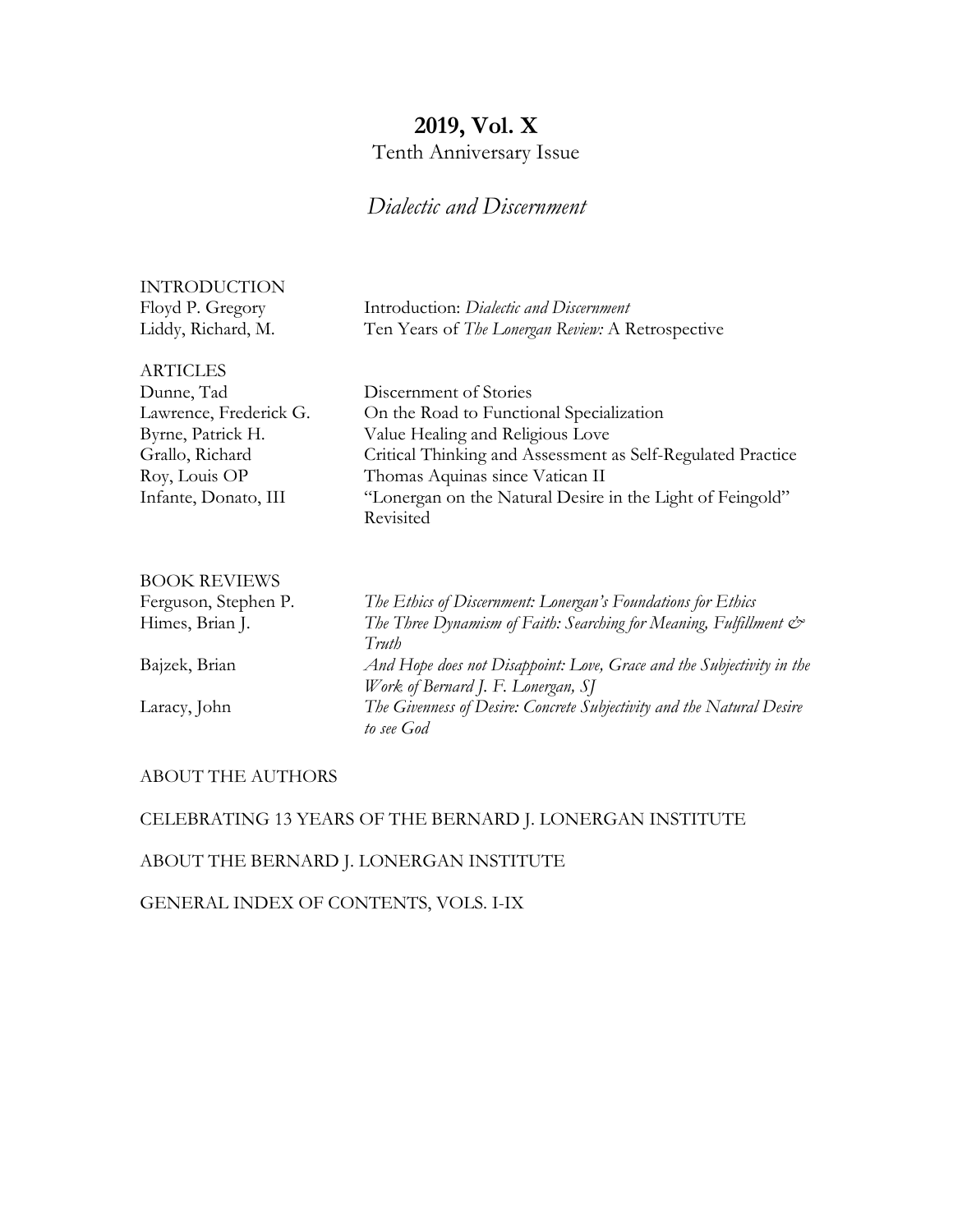# 2019, Vol. X

Tenth Anniversary Issue

*Dialectic and Discernment*

INTRODUCTION

| | |
|---|---|
| Floyd P. Gregory | Introduction: *Dialectic and Discernment* |
| Liddy, Richard, M. | Ten Years of *The Lonergan Review:* A Retrospective |

ARTICLES

| | |
|---|---|
| Dunne, Tad | Discernment of Stories |
| Lawrence, Frederick G. | On the Road to Functional Specialization |
| Byrne, Patrick H. | Value Healing and Religious Love |
| Grallo, Richard | Critical Thinking and Assessment as Self-Regulated Practice |
| Roy, Louis OP | Thomas Aquinas since Vatican II |
| Infante, Donato, III | "Lonergan on the Natural Desire in the Light of Feingold" Revisited |

BOOK REVIEWS

| | |
|---|---|
| Ferguson, Stephen P. | *The Ethics of Discernment: Lonergan's Foundations for Ethics* |
| Himes, Brian J. | *The Three Dynamism of Faith: Searching for Meaning, Fulfillment & Truth* |
| Bajzek, Brian | *And Hope does not Disappoint: Love, Grace and the Subjectivity in the Work of Bernard J. F. Lonergan, SJ* |
| Laracy, John | *The Givenness of Desire: Concrete Subjectivity and the Natural Desire to see God* |

ABOUT THE AUTHORS

CELEBRATING 13 YEARS OF THE BERNARD J. LONERGAN INSTITUTE

ABOUT THE BERNARD J. LONERGAN INSTITUTE

GENERAL INDEX OF CONTENTS, VOLS. I-IX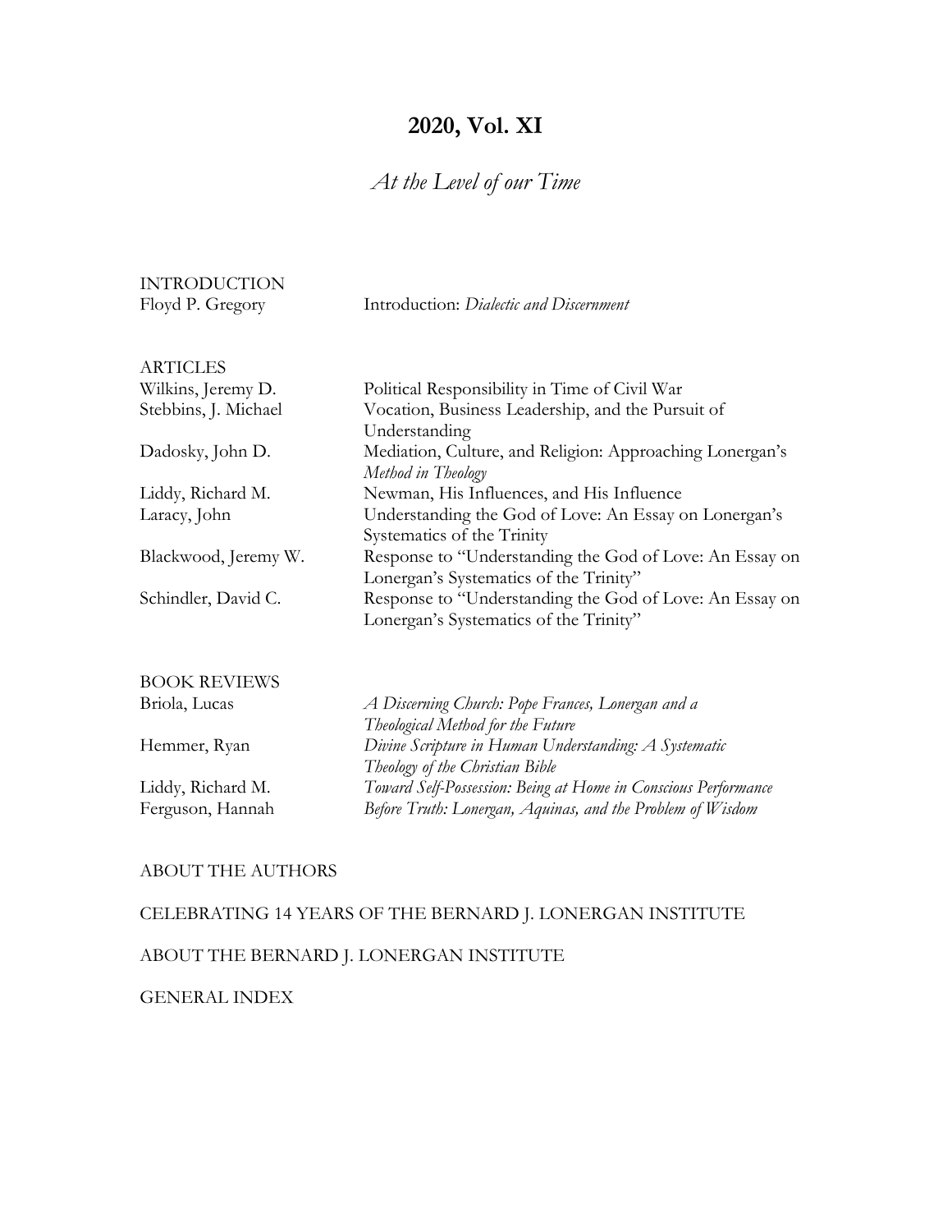# 2020, Vol. XI

*At the Level of our Time*

INTRODUCTION

| | |
|---|---|
| Floyd P. Gregory | Introduction: *Dialectic and Discernment* |

ARTICLES

| | |
|---|---|
| Wilkins, Jeremy D. | Political Responsibility in Time of Civil War |
| Stebbins, J. Michael | Vocation, Business Leadership, and the Pursuit of Understanding |
| Dadosky, John D. | Mediation, Culture, and Religion: Approaching Lonergan's *Method in Theology* |
| Liddy, Richard M. | Newman, His Influences, and His Influence |
| Laracy, John | Understanding the God of Love: An Essay on Lonergan's Systematics of the Trinity |
| Blackwood, Jeremy W. | Response to "Understanding the God of Love: An Essay on Lonergan's Systematics of the Trinity" |
| Schindler, David C. | Response to "Understanding the God of Love: An Essay on Lonergan's Systematics of the Trinity" |

BOOK REVIEWS

| | |
|---|---|
| Briola, Lucas | *A Discerning Church: Pope Frances, Lonergan and a Theological Method for the Future* |
| Hemmer, Ryan | *Divine Scripture in Human Understanding: A Systematic Theology of the Christian Bible* |
| Liddy, Richard M. | *Toward Self-Possession: Being at Home in Conscious Performance* |
| Ferguson, Hannah | *Before Truth: Lonergan, Aquinas, and the Problem of Wisdom* |

ABOUT THE AUTHORS

CELEBRATING 14 YEARS OF THE BERNARD J. LONERGAN INSTITUTE

ABOUT THE BERNARD J. LONERGAN INSTITUTE

GENERAL INDEX